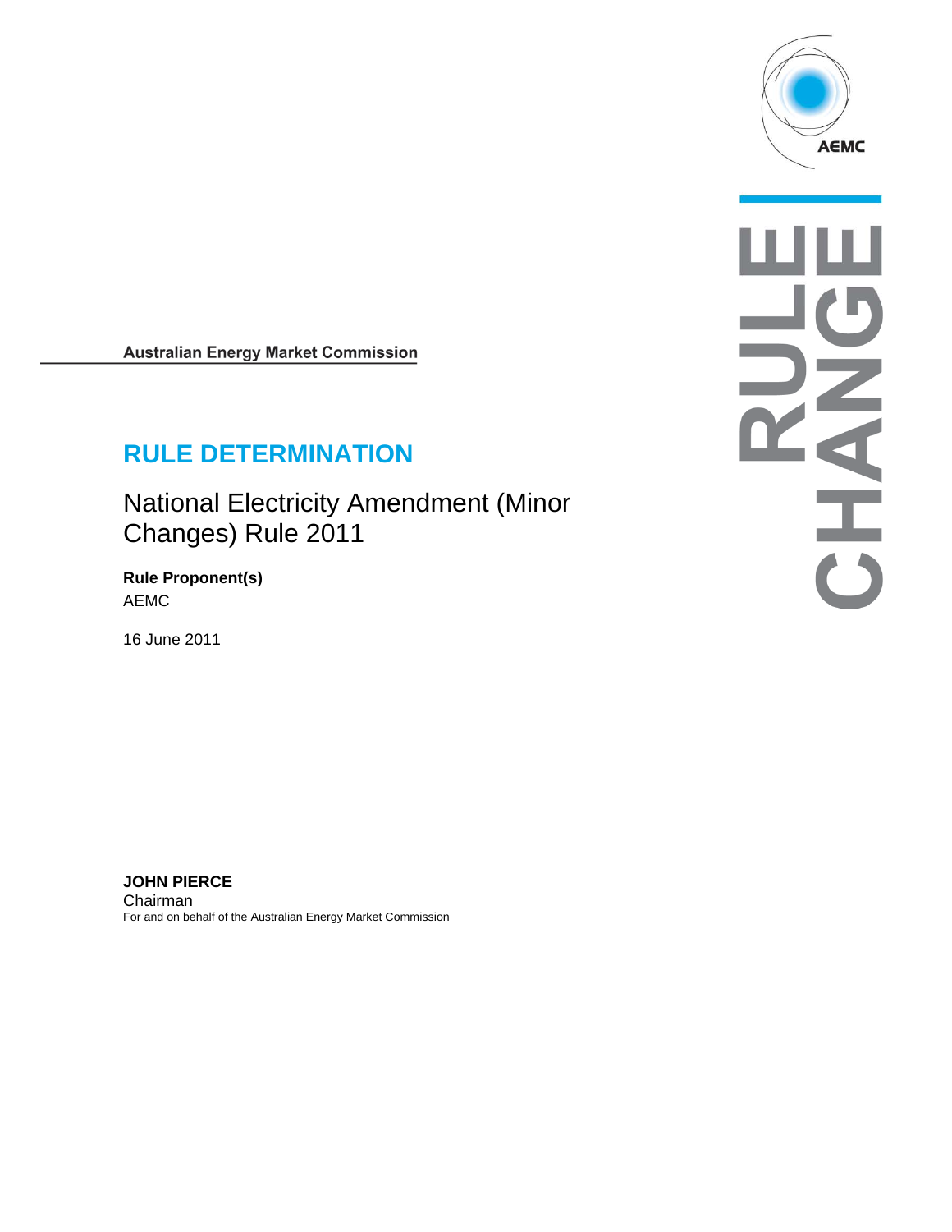**Australian Energy Market Commission**

# RULE DETERMINATION

## National Electricity Amendment (Minor Changes) Rule 2011

**Rule Proponent(s)**
AEMC

16 June 2011

**JOHN PIERCE**
Chairman
For and on behalf of the Australian Energy Market Commission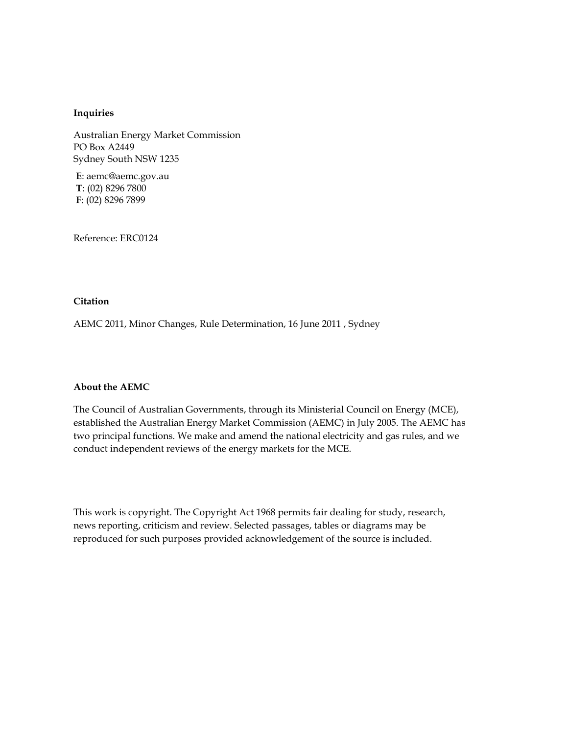**Inquiries**

Australian Energy Market Commission
PO Box A2449
Sydney South NSW 1235

**E**: aemc@aemc.gov.au
**T**: (02) 8296 7800
**F**: (02) 8296 7899

Reference: ERC0124

**Citation**

AEMC 2011, Minor Changes, Rule Determination, 16 June 2011 , Sydney

**About the AEMC**

The Council of Australian Governments, through its Ministerial Council on Energy (MCE), established the Australian Energy Market Commission (AEMC) in July 2005. The AEMC has two principal functions. We make and amend the national electricity and gas rules, and we conduct independent reviews of the energy markets for the MCE.

This work is copyright. The Copyright Act 1968 permits fair dealing for study, research, news reporting, criticism and review. Selected passages, tables or diagrams may be reproduced for such purposes provided acknowledgement of the source is included.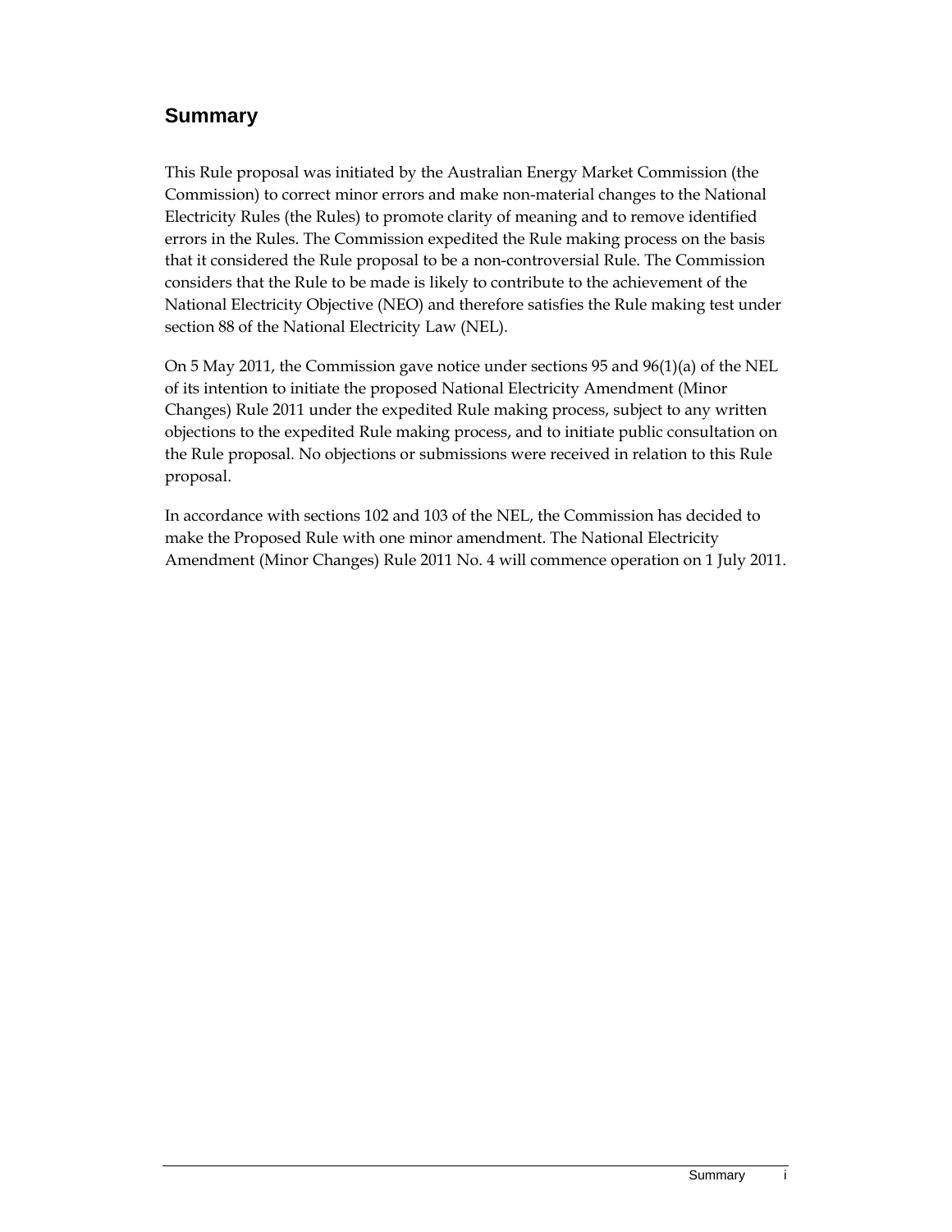## Summary

This Rule proposal was initiated by the Australian Energy Market Commission (the Commission) to correct minor errors and make non-material changes to the National Electricity Rules (the Rules) to promote clarity of meaning and to remove identified errors in the Rules. The Commission expedited the Rule making process on the basis that it considered the Rule proposal to be a non-controversial Rule. The Commission considers that the Rule to be made is likely to contribute to the achievement of the National Electricity Objective (NEO) and therefore satisfies the Rule making test under section 88 of the National Electricity Law (NEL).

On 5 May 2011, the Commission gave notice under sections 95 and 96(1)(a) of the NEL of its intention to initiate the proposed National Electricity Amendment (Minor Changes) Rule 2011 under the expedited Rule making process, subject to any written objections to the expedited Rule making process, and to initiate public consultation on the Rule proposal. No objections or submissions were received in relation to this Rule proposal.

In accordance with sections 102 and 103 of the NEL, the Commission has decided to make the Proposed Rule with one minor amendment. The National Electricity Amendment (Minor Changes) Rule 2011 No. 4 will commence operation on 1 July 2011.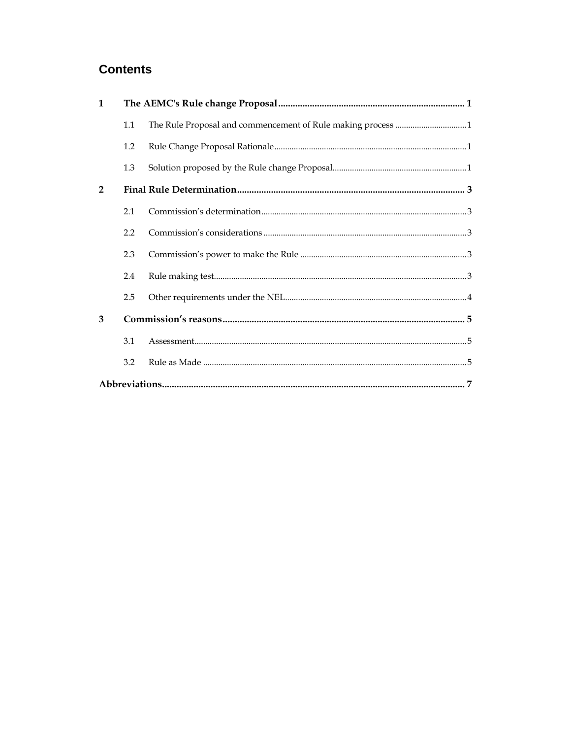## Contents

1 The AEMC's Rule change Proposal ............................................................................ 1

 1.1 The Rule Proposal and commencement of Rule making process ................................ 1

 1.2 Rule Change Proposal Rationale ........................................................................................ 1

 1.3 Solution proposed by the Rule change Proposal............................................................. 1

2 Final Rule Determination ............................................................................................ 3

 2.1 Commission's determination.............................................................................................. 3

 2.2 Commission's considerations ............................................................................................. 3

 2.3 Commission's power to make the Rule ............................................................................ 3

 2.4 Rule making test.................................................................................................................... 3

 2.5 Other requirements under the NEL................................................................................... 4

3 Commission's reasons ................................................................................................... 5

 3.1 Assessment............................................................................................................................. 5

 3.2 Rule as Made ......................................................................................................................... 5

Abbreviations........................................................................................................................... 7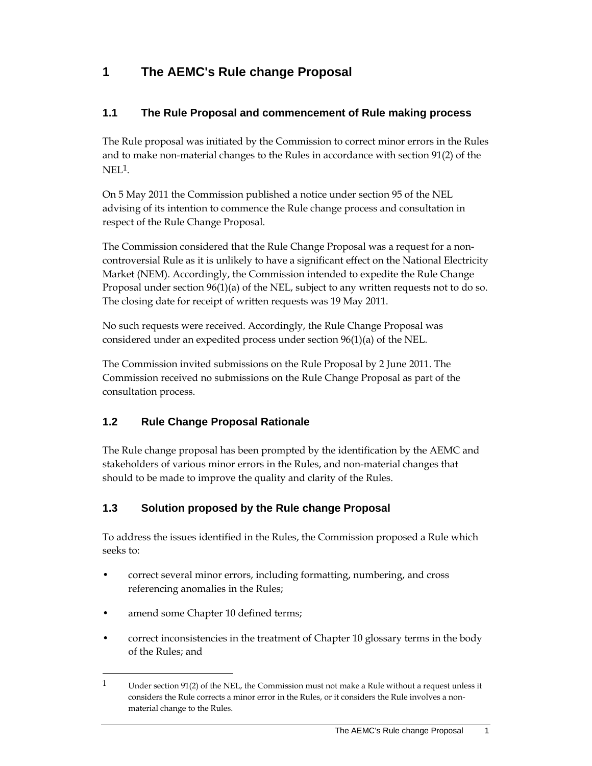# 1 The AEMC's Rule change Proposal

## 1.1 The Rule Proposal and commencement of Rule making process

The Rule proposal was initiated by the Commission to correct minor errors in the Rules and to make non-material changes to the Rules in accordance with section 91(2) of the NEL[1].

On 5 May 2011 the Commission published a notice under section 95 of the NEL advising of its intention to commence the Rule change process and consultation in respect of the Rule Change Proposal.

The Commission considered that the Rule Change Proposal was a request for a non-controversial Rule as it is unlikely to have a significant effect on the National Electricity Market (NEM). Accordingly, the Commission intended to expedite the Rule Change Proposal under section 96(1)(a) of the NEL, subject to any written requests not to do so. The closing date for receipt of written requests was 19 May 2011.

No such requests were received. Accordingly, the Rule Change Proposal was considered under an expedited process under section 96(1)(a) of the NEL.

The Commission invited submissions on the Rule Proposal by 2 June 2011. The Commission received no submissions on the Rule Change Proposal as part of the consultation process.

## 1.2 Rule Change Proposal Rationale

The Rule change proposal has been prompted by the identification by the AEMC and stakeholders of various minor errors in the Rules, and non-material changes that should to be made to improve the quality and clarity of the Rules.

## 1.3 Solution proposed by the Rule change Proposal

To address the issues identified in the Rules, the Commission proposed a Rule which seeks to:

- correct several minor errors, including formatting, numbering, and cross referencing anomalies in the Rules;
- amend some Chapter 10 defined terms;
- correct inconsistencies in the treatment of Chapter 10 glossary terms in the body of the Rules; and

---

[1] Under section 91(2) of the NEL, the Commission must not make a Rule without a request unless it considers the Rule corrects a minor error in the Rules, or it considers the Rule involves a non-material change to the Rules.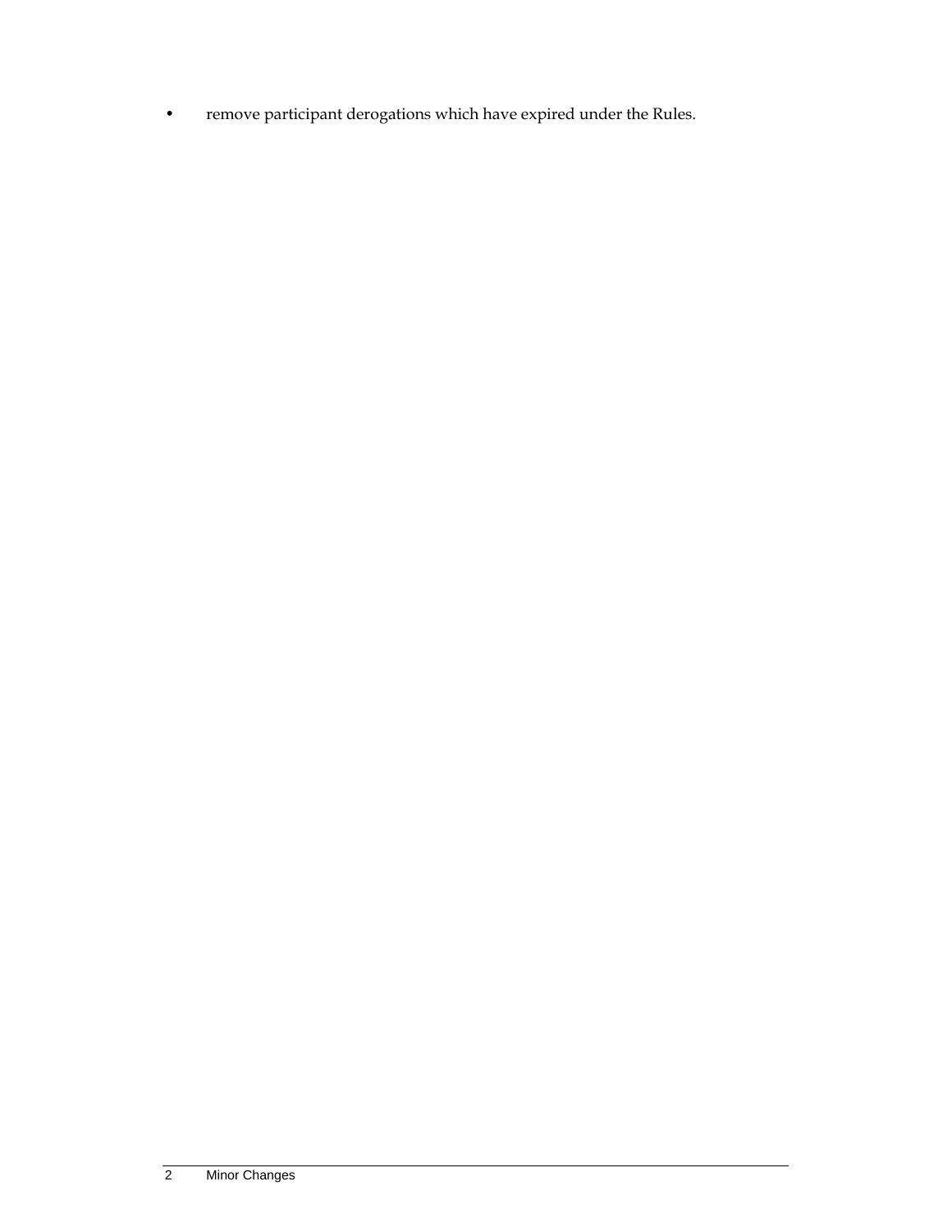- remove participant derogations which have expired under the Rules.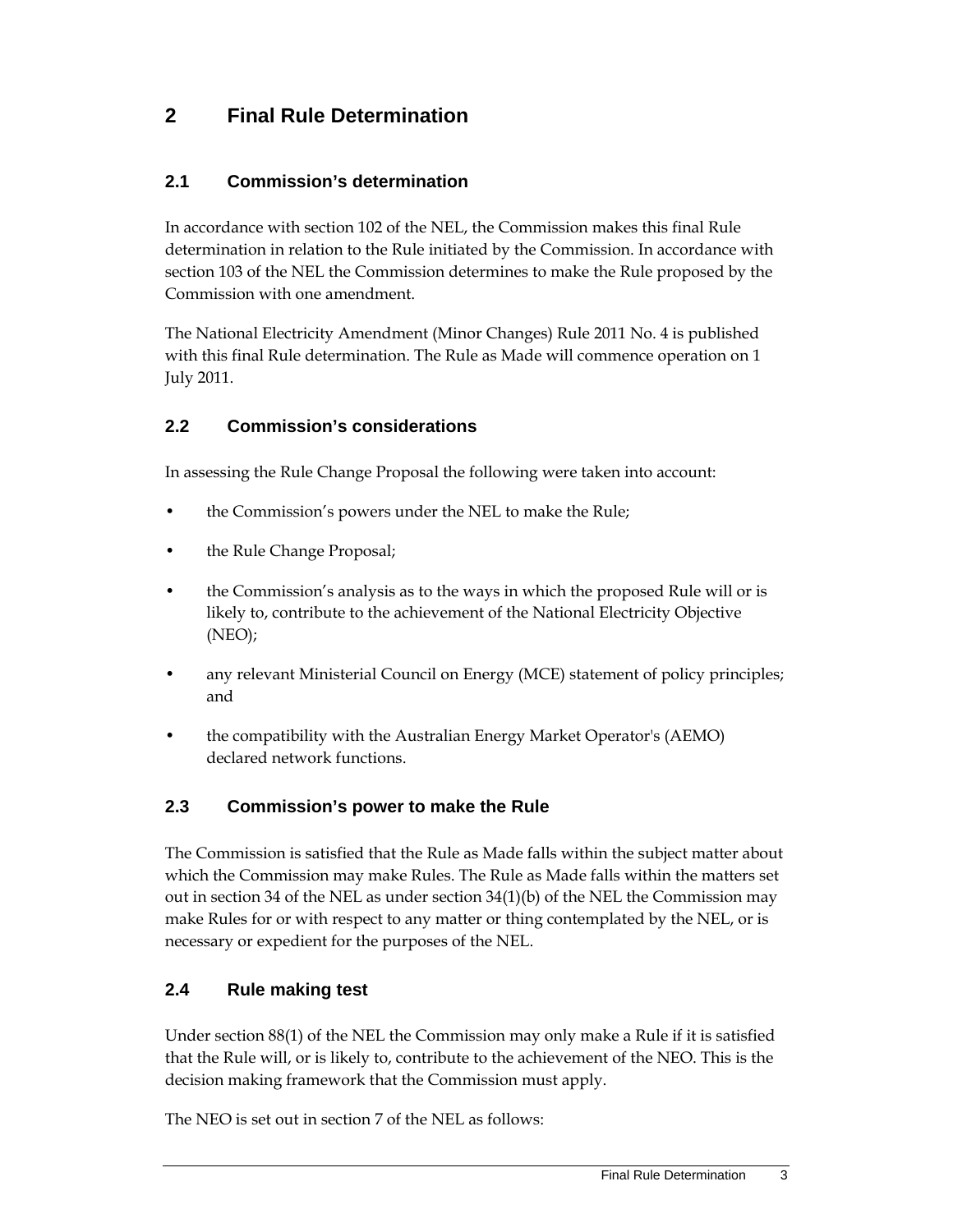# 2 Final Rule Determination

## 2.1 Commission's determination

In accordance with section 102 of the NEL, the Commission makes this final Rule determination in relation to the Rule initiated by the Commission. In accordance with section 103 of the NEL the Commission determines to make the Rule proposed by the Commission with one amendment.

The National Electricity Amendment (Minor Changes) Rule 2011 No. 4 is published with this final Rule determination. The Rule as Made will commence operation on 1 July 2011.

## 2.2 Commission's considerations

In assessing the Rule Change Proposal the following were taken into account:

- the Commission's powers under the NEL to make the Rule;
- the Rule Change Proposal;
- the Commission's analysis as to the ways in which the proposed Rule will or is likely to, contribute to the achievement of the National Electricity Objective (NEO);
- any relevant Ministerial Council on Energy (MCE) statement of policy principles; and
- the compatibility with the Australian Energy Market Operator's (AEMO) declared network functions.

## 2.3 Commission's power to make the Rule

The Commission is satisfied that the Rule as Made falls within the subject matter about which the Commission may make Rules. The Rule as Made falls within the matters set out in section 34 of the NEL as under section 34(1)(b) of the NEL the Commission may make Rules for or with respect to any matter or thing contemplated by the NEL, or is necessary or expedient for the purposes of the NEL.

## 2.4 Rule making test

Under section 88(1) of the NEL the Commission may only make a Rule if it is satisfied that the Rule will, or is likely to, contribute to the achievement of the NEO. This is the decision making framework that the Commission must apply.

The NEO is set out in section 7 of the NEL as follows: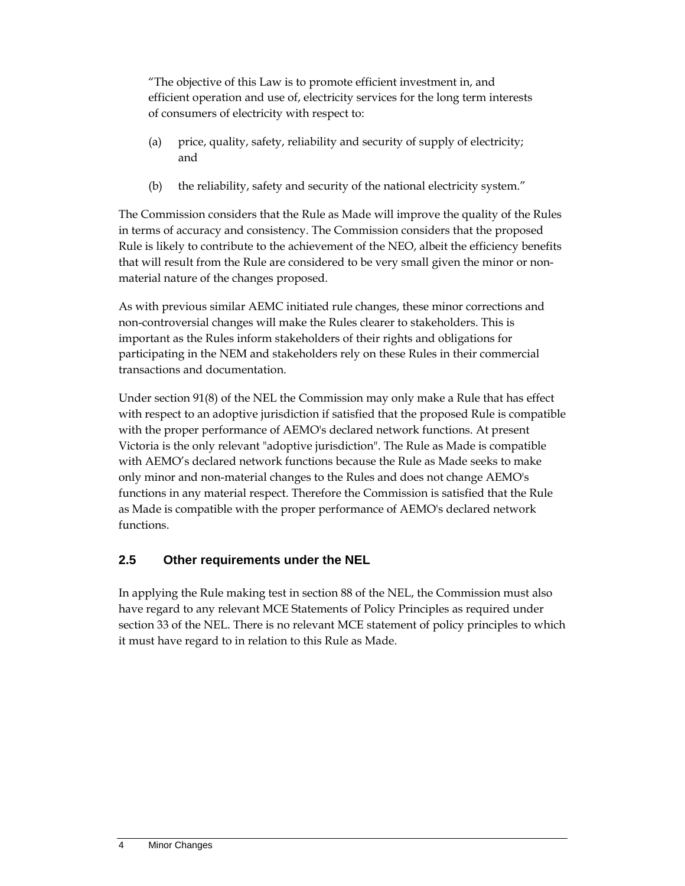> "The objective of this Law is to promote efficient investment in, and efficient operation and use of, electricity services for the long term interests of consumers of electricity with respect to:
>
> (a) price, quality, safety, reliability and security of supply of electricity; and
>
> (b) the reliability, safety and security of the national electricity system."

The Commission considers that the Rule as Made will improve the quality of the Rules in terms of accuracy and consistency. The Commission considers that the proposed Rule is likely to contribute to the achievement of the NEO, albeit the efficiency benefits that will result from the Rule are considered to be very small given the minor or non-material nature of the changes proposed.

As with previous similar AEMC initiated rule changes, these minor corrections and non-controversial changes will make the Rules clearer to stakeholders. This is important as the Rules inform stakeholders of their rights and obligations for participating in the NEM and stakeholders rely on these Rules in their commercial transactions and documentation.

Under section 91(8) of the NEL the Commission may only make a Rule that has effect with respect to an adoptive jurisdiction if satisfied that the proposed Rule is compatible with the proper performance of AEMO's declared network functions. At present Victoria is the only relevant "adoptive jurisdiction". The Rule as Made is compatible with AEMO's declared network functions because the Rule as Made seeks to make only minor and non-material changes to the Rules and does not change AEMO's functions in any material respect. Therefore the Commission is satisfied that the Rule as Made is compatible with the proper performance of AEMO's declared network functions.

## 2.5 Other requirements under the NEL

In applying the Rule making test in section 88 of the NEL, the Commission must also have regard to any relevant MCE Statements of Policy Principles as required under section 33 of the NEL. There is no relevant MCE statement of policy principles to which it must have regard to in relation to this Rule as Made.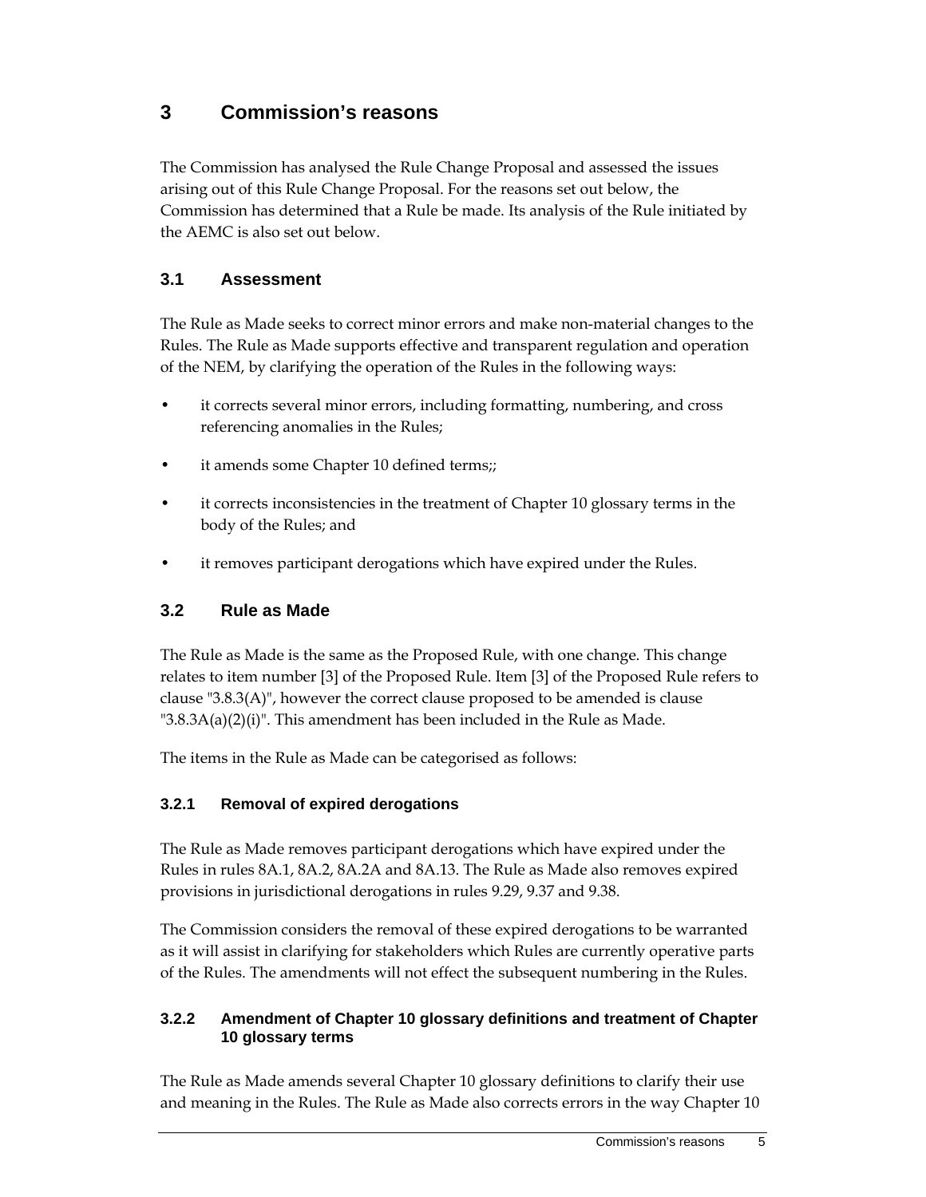# 3 Commission's reasons

The Commission has analysed the Rule Change Proposal and assessed the issues arising out of this Rule Change Proposal. For the reasons set out below, the Commission has determined that a Rule be made. Its analysis of the Rule initiated by the AEMC is also set out below.

## 3.1 Assessment

The Rule as Made seeks to correct minor errors and make non-material changes to the Rules. The Rule as Made supports effective and transparent regulation and operation of the NEM, by clarifying the operation of the Rules in the following ways:

- it corrects several minor errors, including formatting, numbering, and cross referencing anomalies in the Rules;
- it amends some Chapter 10 defined terms;;
- it corrects inconsistencies in the treatment of Chapter 10 glossary terms in the body of the Rules; and
- it removes participant derogations which have expired under the Rules.

## 3.2 Rule as Made

The Rule as Made is the same as the Proposed Rule, with one change. This change relates to item number [3] of the Proposed Rule. Item [3] of the Proposed Rule refers to clause "3.8.3(A)", however the correct clause proposed to be amended is clause "3.8.3A(a)(2)(i)". This amendment has been included in the Rule as Made.

The items in the Rule as Made can be categorised as follows:

### 3.2.1 Removal of expired derogations

The Rule as Made removes participant derogations which have expired under the Rules in rules 8A.1, 8A.2, 8A.2A and 8A.13. The Rule as Made also removes expired provisions in jurisdictional derogations in rules 9.29, 9.37 and 9.38.

The Commission considers the removal of these expired derogations to be warranted as it will assist in clarifying for stakeholders which Rules are currently operative parts of the Rules. The amendments will not effect the subsequent numbering in the Rules.

### 3.2.2 Amendment of Chapter 10 glossary definitions and treatment of Chapter 10 glossary terms

The Rule as Made amends several Chapter 10 glossary definitions to clarify their use and meaning in the Rules. The Rule as Made also corrects errors in the way Chapter 10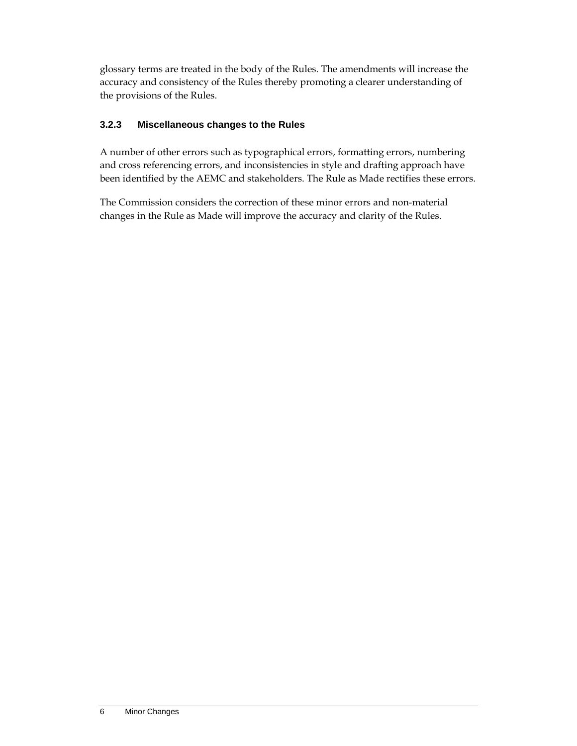glossary terms are treated in the body of the Rules. The amendments will increase the accuracy and consistency of the Rules thereby promoting a clearer understanding of the provisions of the Rules.

### 3.2.3 Miscellaneous changes to the Rules

A number of other errors such as typographical errors, formatting errors, numbering and cross referencing errors, and inconsistencies in style and drafting approach have been identified by the AEMC and stakeholders. The Rule as Made rectifies these errors.

The Commission considers the correction of these minor errors and non-material changes in the Rule as Made will improve the accuracy and clarity of the Rules.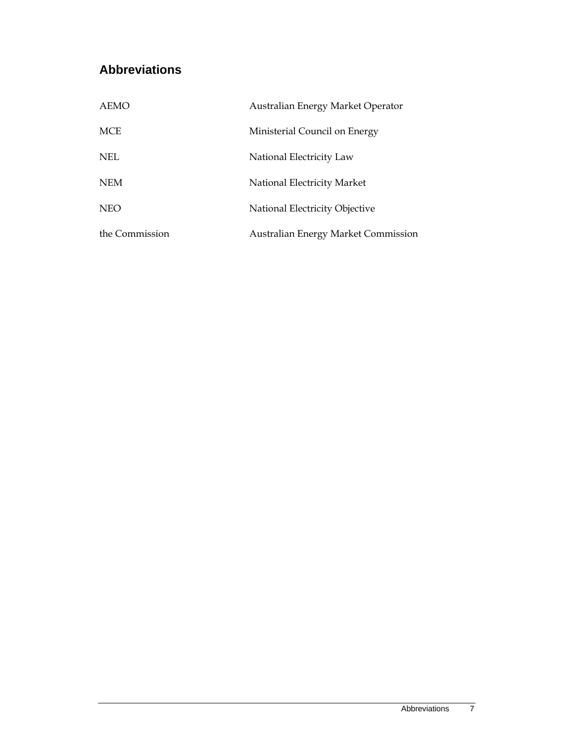## Abbreviations

| | |
|---|---|
| AEMO | Australian Energy Market Operator |
| MCE | Ministerial Council on Energy |
| NEL | National Electricity Law |
| NEM | National Electricity Market |
| NEO | National Electricity Objective |
| the Commission | Australian Energy Market Commission |